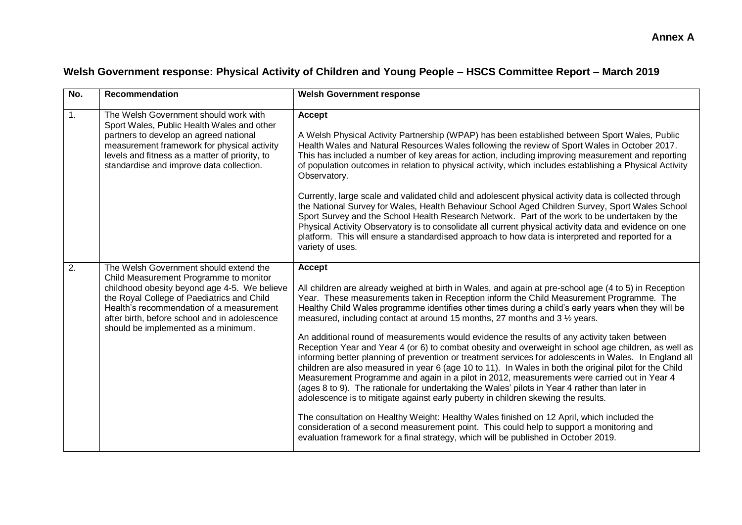**Annex A**

## Welsh Government response: Physical Activity of Children and Young People – HSCS Committee Report – March 2019

| No. | Recommendation | Welsh Government response |
|---|---|---|
| 1. | The Welsh Government should work with Sport Wales, Public Health Wales and other partners to develop an agreed national measurement framework for physical activity levels and fitness as a matter of priority, to standardise and improve data collection. | **Accept**<br><br>A Welsh Physical Activity Partnership (WPAP) has been established between Sport Wales, Public Health Wales and Natural Resources Wales following the review of Sport Wales in October 2017. This has included a number of key areas for action, including improving measurement and reporting of population outcomes in relation to physical activity, which includes establishing a Physical Activity Observatory.<br><br>Currently, large scale and validated child and adolescent physical activity data is collected through the National Survey for Wales, Health Behaviour School Aged Children Survey, Sport Wales School Sport Survey and the School Health Research Network. Part of the work to be undertaken by the Physical Activity Observatory is to consolidate all current physical activity data and evidence on one platform. This will ensure a standardised approach to how data is interpreted and reported for a variety of uses. |
| 2. | The Welsh Government should extend the Child Measurement Programme to monitor childhood obesity beyond age 4-5. We believe the Royal College of Paediatrics and Child Health's recommendation of a measurement after birth, before school and in adolescence should be implemented as a minimum. | **Accept**<br><br>All children are already weighed at birth in Wales, and again at pre-school age (4 to 5) in Reception Year. These measurements taken in Reception inform the Child Measurement Programme. The Healthy Child Wales programme identifies other times during a child's early years when they will be measured, including contact at around 15 months, 27 months and 3 ½ years.<br><br>An additional round of measurements would evidence the results of any activity taken between Reception Year and Year 4 (or 6) to combat obesity and overweight in school age children, as well as informing better planning of prevention or treatment services for adolescents in Wales. In England all children are also measured in year 6 (age 10 to 11). In Wales in both the original pilot for the Child Measurement Programme and again in a pilot in 2012, measurements were carried out in Year 4 (ages 8 to 9). The rationale for undertaking the Wales' pilots in Year 4 rather than later in adolescence is to mitigate against early puberty in children skewing the results.<br><br>The consultation on Healthy Weight: Healthy Wales finished on 12 April, which included the consideration of a second measurement point. This could help to support a monitoring and evaluation framework for a final strategy, which will be published in October 2019. |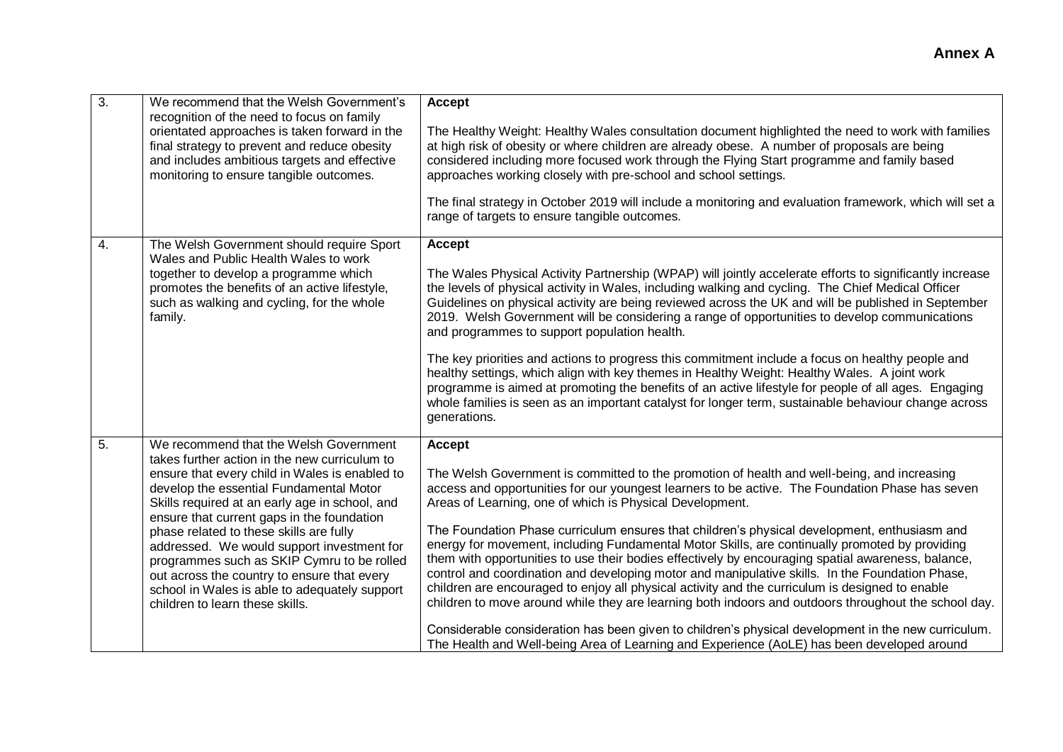**Annex A**

| | | |
|---|---|---|
| 3. | We recommend that the Welsh Government's recognition of the need to focus on family orientated approaches is taken forward in the final strategy to prevent and reduce obesity and includes ambitious targets and effective monitoring to ensure tangible outcomes. | **Accept**<br><br>The Healthy Weight: Healthy Wales consultation document highlighted the need to work with families at high risk of obesity or where children are already obese. A number of proposals are being considered including more focused work through the Flying Start programme and family based approaches working closely with pre-school and school settings.<br><br>The final strategy in October 2019 will include a monitoring and evaluation framework, which will set a range of targets to ensure tangible outcomes. |
| 4. | The Welsh Government should require Sport Wales and Public Health Wales to work together to develop a programme which promotes the benefits of an active lifestyle, such as walking and cycling, for the whole family. | **Accept**<br><br>The Wales Physical Activity Partnership (WPAP) will jointly accelerate efforts to significantly increase the levels of physical activity in Wales, including walking and cycling. The Chief Medical Officer Guidelines on physical activity are being reviewed across the UK and will be published in September 2019. Welsh Government will be considering a range of opportunities to develop communications and programmes to support population health.<br><br>The key priorities and actions to progress this commitment include a focus on healthy people and healthy settings, which align with key themes in Healthy Weight: Healthy Wales. A joint work programme is aimed at promoting the benefits of an active lifestyle for people of all ages. Engaging whole families is seen as an important catalyst for longer term, sustainable behaviour change across generations. |
| 5. | We recommend that the Welsh Government takes further action in the new curriculum to ensure that every child in Wales is enabled to develop the essential Fundamental Motor Skills required at an early age in school, and ensure that current gaps in the foundation phase related to these skills are fully addressed. We would support investment for programmes such as SKIP Cymru to be rolled out across the country to ensure that every school in Wales is able to adequately support children to learn these skills. | **Accept**<br><br>The Welsh Government is committed to the promotion of health and well-being, and increasing access and opportunities for our youngest learners to be active. The Foundation Phase has seven Areas of Learning, one of which is Physical Development.<br><br>The Foundation Phase curriculum ensures that children's physical development, enthusiasm and energy for movement, including Fundamental Motor Skills, are continually promoted by providing them with opportunities to use their bodies effectively by encouraging spatial awareness, balance, control and coordination and developing motor and manipulative skills. In the Foundation Phase, children are encouraged to enjoy all physical activity and the curriculum is designed to enable children to move around while they are learning both indoors and outdoors throughout the school day.<br><br>Considerable consideration has been given to children's physical development in the new curriculum. The Health and Well-being Area of Learning and Experience (AoLE) has been developed around |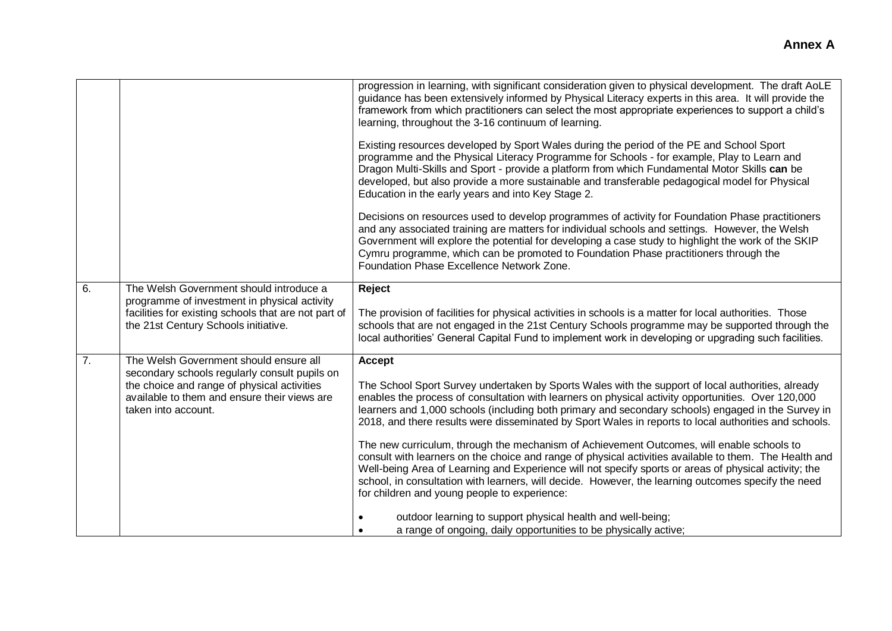**Annex A**

| | | |
|---|---|---|
| | | progression in learning, with significant consideration given to physical development. The draft AoLE guidance has been extensively informed by Physical Literacy experts in this area. It will provide the framework from which practitioners can select the most appropriate experiences to support a child's learning, throughout the 3-16 continuum of learning.<br><br>Existing resources developed by Sport Wales during the period of the PE and School Sport programme and the Physical Literacy Programme for Schools - for example, Play to Learn and Dragon Multi-Skills and Sport - provide a platform from which Fundamental Motor Skills **can** be developed, but also provide a more sustainable and transferable pedagogical model for Physical Education in the early years and into Key Stage 2.<br><br>Decisions on resources used to develop programmes of activity for Foundation Phase practitioners and any associated training are matters for individual schools and settings. However, the Welsh Government will explore the potential for developing a case study to highlight the work of the SKIP Cymru programme, which can be promoted to Foundation Phase practitioners through the Foundation Phase Excellence Network Zone. |
| 6. | The Welsh Government should introduce a programme of investment in physical activity facilities for existing schools that are not part of the 21st Century Schools initiative. | **Reject**<br><br>The provision of facilities for physical activities in schools is a matter for local authorities. Those schools that are not engaged in the 21st Century Schools programme may be supported through the local authorities' General Capital Fund to implement work in developing or upgrading such facilities. |
| 7. | The Welsh Government should ensure all secondary schools regularly consult pupils on the choice and range of physical activities available to them and ensure their views are taken into account. | **Accept**<br><br>The School Sport Survey undertaken by Sports Wales with the support of local authorities, already enables the process of consultation with learners on physical activity opportunities. Over 120,000 learners and 1,000 schools (including both primary and secondary schools) engaged in the Survey in 2018, and there results were disseminated by Sport Wales in reports to local authorities and schools.<br><br>The new curriculum, through the mechanism of Achievement Outcomes, will enable schools to consult with learners on the choice and range of physical activities available to them. The Health and Well-being Area of Learning and Experience will not specify sports or areas of physical activity; the school, in consultation with learners, will decide. However, the learning outcomes specify the need for children and young people to experience:<br><br>• outdoor learning to support physical health and well-being;<br>• a range of ongoing, daily opportunities to be physically active; |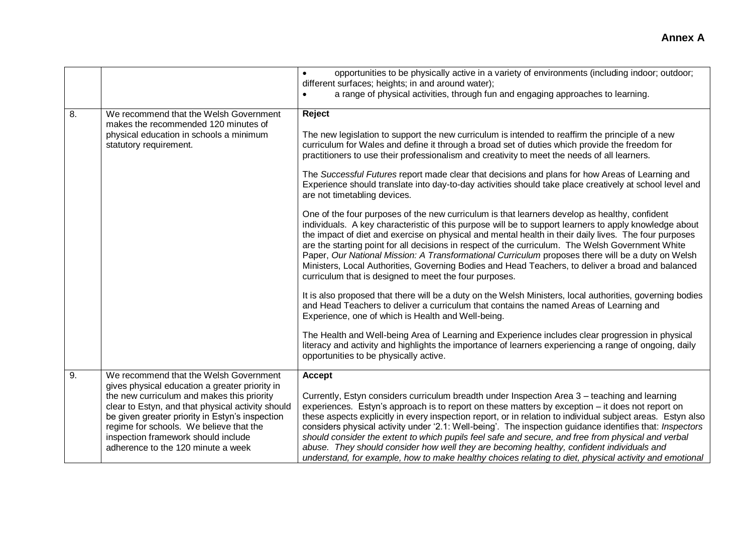**Annex A**

| | | |
|---|---|---|
| | | • opportunities to be physically active in a variety of environments (including indoor; outdoor; different surfaces; heights; in and around water);<br>• a range of physical activities, through fun and engaging approaches to learning. |
| 8. | We recommend that the Welsh Government makes the recommended 120 minutes of physical education in schools a minimum statutory requirement. | **Reject**<br><br>The new legislation to support the new curriculum is intended to reaffirm the principle of a new curriculum for Wales and define it through a broad set of duties which provide the freedom for practitioners to use their professionalism and creativity to meet the needs of all learners.<br><br>The *Successful Futures* report made clear that decisions and plans for how Areas of Learning and Experience should translate into day-to-day activities should take place creatively at school level and are not timetabling devices.<br><br>One of the four purposes of the new curriculum is that learners develop as healthy, confident individuals. A key characteristic of this purpose will be to support learners to apply knowledge about the impact of diet and exercise on physical and mental health in their daily lives. The four purposes are the starting point for all decisions in respect of the curriculum. The Welsh Government White Paper, *Our National Mission: A Transformational Curriculum* proposes there will be a duty on Welsh Ministers, Local Authorities, Governing Bodies and Head Teachers, to deliver a broad and balanced curriculum that is designed to meet the four purposes.<br><br>It is also proposed that there will be a duty on the Welsh Ministers, local authorities, governing bodies and Head Teachers to deliver a curriculum that contains the named Areas of Learning and Experience, one of which is Health and Well-being.<br><br>The Health and Well-being Area of Learning and Experience includes clear progression in physical literacy and activity and highlights the importance of learners experiencing a range of ongoing, daily opportunities to be physically active. |
| 9. | We recommend that the Welsh Government gives physical education a greater priority in the new curriculum and makes this priority clear to Estyn, and that physical activity should be given greater priority in Estyn's inspection regime for schools. We believe that the inspection framework should include adherence to the 120 minute a week | **Accept**<br><br>Currently, Estyn considers curriculum breadth under Inspection Area 3 – teaching and learning experiences. Estyn's approach is to report on these matters by exception – it does not report on these aspects explicitly in every inspection report, or in relation to individual subject areas. Estyn also considers physical activity under '2.1: Well-being'. The inspection guidance identifies that: *Inspectors should consider the extent to which pupils feel safe and secure, and free from physical and verbal abuse. They should consider how well they are becoming healthy, confident individuals and understand, for example, how to make healthy choices relating to diet, physical activity and emotional* |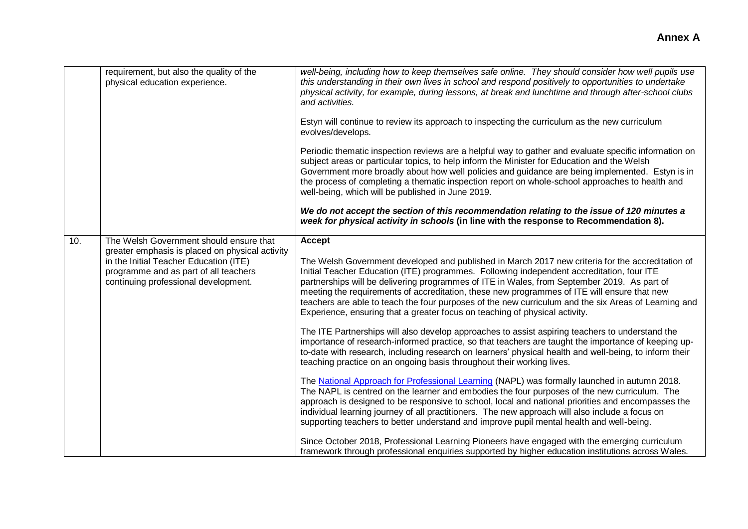**Annex A**

| | | |
|---|---|---|
| | requirement, but also the quality of the physical education experience. | *well-being, including how to keep themselves safe online. They should consider how well pupils use this understanding in their own lives in school and respond positively to opportunities to undertake physical activity, for example, during lessons, at break and lunchtime and through after-school clubs and activities.*<br><br>Estyn will continue to review its approach to inspecting the curriculum as the new curriculum evolves/develops.<br><br>Periodic thematic inspection reviews are a helpful way to gather and evaluate specific information on subject areas or particular topics, to help inform the Minister for Education and the Welsh Government more broadly about how well policies and guidance are being implemented. Estyn is in the process of completing a thematic inspection report on whole-school approaches to health and well-being, which will be published in June 2019.<br><br>***We do not accept the section of this recommendation relating to the issue of 120 minutes a week for physical activity in schools* (in line with the response to Recommendation 8).** |
| 10. | The Welsh Government should ensure that greater emphasis is placed on physical activity in the Initial Teacher Education (ITE) programme and as part of all teachers continuing professional development. | **Accept**<br><br>The Welsh Government developed and published in March 2017 new criteria for the accreditation of Initial Teacher Education (ITE) programmes. Following independent accreditation, four ITE partnerships will be delivering programmes of ITE in Wales, from September 2019. As part of meeting the requirements of accreditation, these new programmes of ITE will ensure that new teachers are able to teach the four purposes of the new curriculum and the six Areas of Learning and Experience, ensuring that a greater focus on teaching of physical activity.<br><br>The ITE Partnerships will also develop approaches to assist aspiring teachers to understand the importance of research-informed practice, so that teachers are taught the importance of keeping up-to-date with research, including research on learners' physical health and well-being, to inform their teaching practice on an ongoing basis throughout their working lives.<br><br>The National Approach for Professional Learning (NAPL) was formally launched in autumn 2018. The NAPL is centred on the learner and embodies the four purposes of the new curriculum. The approach is designed to be responsive to school, local and national priorities and encompasses the individual learning journey of all practitioners. The new approach will also include a focus on supporting teachers to better understand and improve pupil mental health and well-being.<br><br>Since October 2018, Professional Learning Pioneers have engaged with the emerging curriculum framework through professional enquiries supported by higher education institutions across Wales. |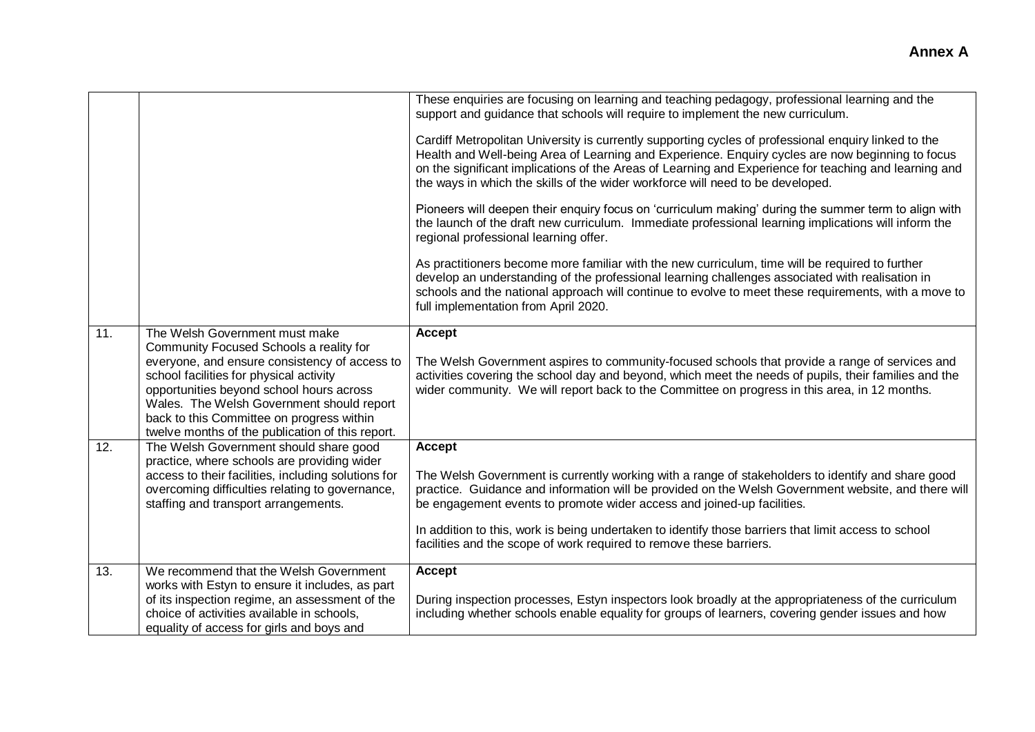**Annex A**

| | | |
|---|---|---|
| | | These enquiries are focusing on learning and teaching pedagogy, professional learning and the support and guidance that schools will require to implement the new curriculum.<br><br>Cardiff Metropolitan University is currently supporting cycles of professional enquiry linked to the Health and Well-being Area of Learning and Experience. Enquiry cycles are now beginning to focus on the significant implications of the Areas of Learning and Experience for teaching and learning and the ways in which the skills of the wider workforce will need to be developed.<br><br>Pioneers will deepen their enquiry focus on 'curriculum making' during the summer term to align with the launch of the draft new curriculum. Immediate professional learning implications will inform the regional professional learning offer.<br><br>As practitioners become more familiar with the new curriculum, time will be required to further develop an understanding of the professional learning challenges associated with realisation in schools and the national approach will continue to evolve to meet these requirements, with a move to full implementation from April 2020. |
| 11. | The Welsh Government must make Community Focused Schools a reality for everyone, and ensure consistency of access to school facilities for physical activity opportunities beyond school hours across Wales. The Welsh Government should report back to this Committee on progress within twelve months of the publication of this report. | **Accept**<br><br>The Welsh Government aspires to community-focused schools that provide a range of services and activities covering the school day and beyond, which meet the needs of pupils, their families and the wider community. We will report back to the Committee on progress in this area, in 12 months. |
| 12. | The Welsh Government should share good practice, where schools are providing wider access to their facilities, including solutions for overcoming difficulties relating to governance, staffing and transport arrangements. | **Accept**<br><br>The Welsh Government is currently working with a range of stakeholders to identify and share good practice. Guidance and information will be provided on the Welsh Government website, and there will be engagement events to promote wider access and joined-up facilities.<br><br>In addition to this, work is being undertaken to identify those barriers that limit access to school facilities and the scope of work required to remove these barriers. |
| 13. | We recommend that the Welsh Government works with Estyn to ensure it includes, as part of its inspection regime, an assessment of the choice of activities available in schools, equality of access for girls and boys and | **Accept**<br><br>During inspection processes, Estyn inspectors look broadly at the appropriateness of the curriculum including whether schools enable equality for groups of learners, covering gender issues and how |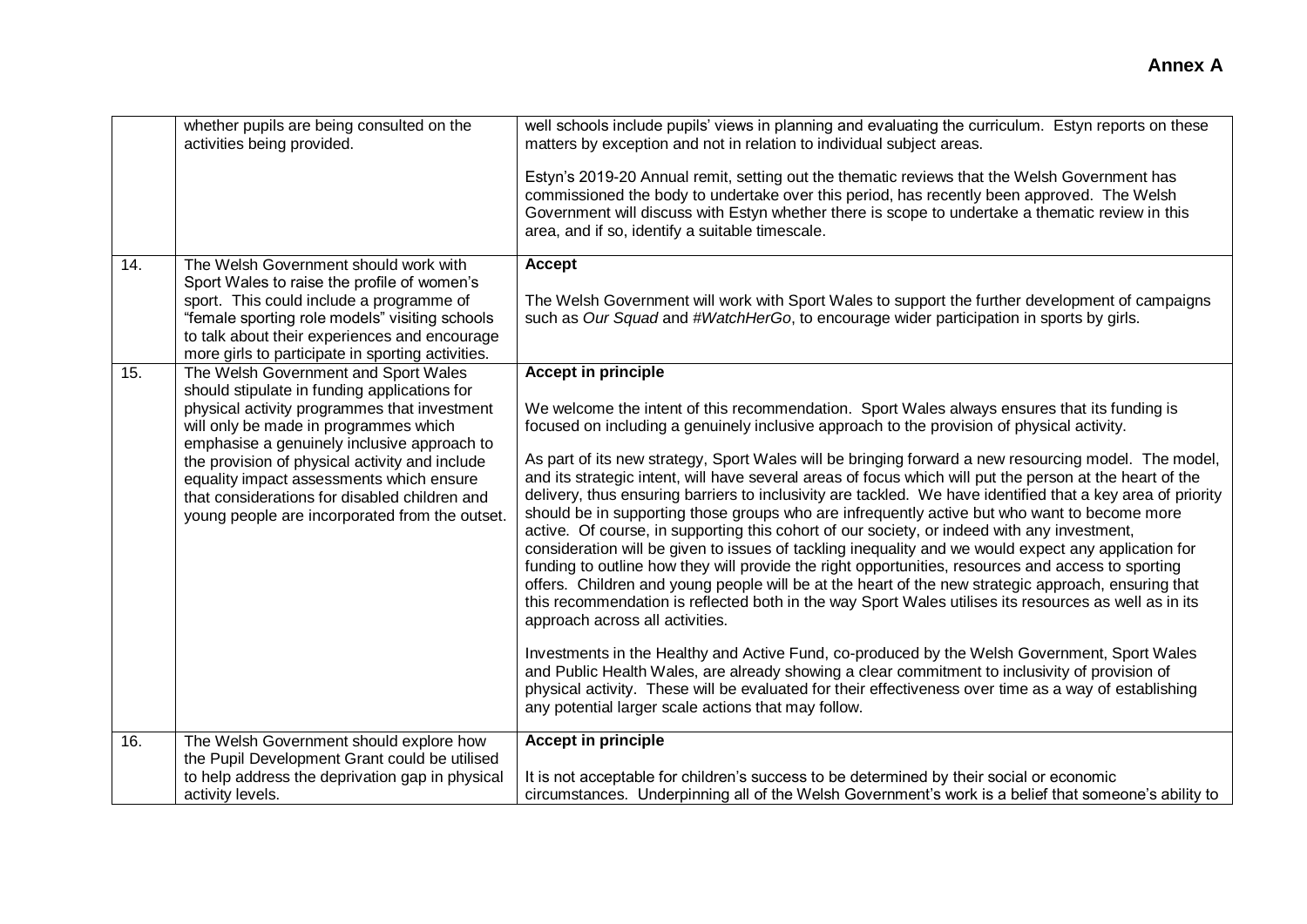**Annex A**

| | | |
|---|---|---|
| | whether pupils are being consulted on the activities being provided. | well schools include pupils' views in planning and evaluating the curriculum. Estyn reports on these matters by exception and not in relation to individual subject areas.<br><br>Estyn's 2019-20 Annual remit, setting out the thematic reviews that the Welsh Government has commissioned the body to undertake over this period, has recently been approved. The Welsh Government will discuss with Estyn whether there is scope to undertake a thematic review in this area, and if so, identify a suitable timescale. |
| 14. | The Welsh Government should work with Sport Wales to raise the profile of women's sport. This could include a programme of "female sporting role models" visiting schools to talk about their experiences and encourage more girls to participate in sporting activities. | **Accept**<br><br>The Welsh Government will work with Sport Wales to support the further development of campaigns such as *Our Squad* and *#WatchHerGo*, to encourage wider participation in sports by girls. |
| 15. | The Welsh Government and Sport Wales should stipulate in funding applications for physical activity programmes that investment will only be made in programmes which emphasise a genuinely inclusive approach to the provision of physical activity and include equality impact assessments which ensure that considerations for disabled children and young people are incorporated from the outset. | **Accept in principle**<br><br>We welcome the intent of this recommendation. Sport Wales always ensures that its funding is focused on including a genuinely inclusive approach to the provision of physical activity.<br><br>As part of its new strategy, Sport Wales will be bringing forward a new resourcing model. The model, and its strategic intent, will have several areas of focus which will put the person at the heart of the delivery, thus ensuring barriers to inclusivity are tackled. We have identified that a key area of priority should be in supporting those groups who are infrequently active but who want to become more active. Of course, in supporting this cohort of our society, or indeed with any investment, consideration will be given to issues of tackling inequality and we would expect any application for funding to outline how they will provide the right opportunities, resources and access to sporting offers. Children and young people will be at the heart of the new strategic approach, ensuring that this recommendation is reflected both in the way Sport Wales utilises its resources as well as in its approach across all activities.<br><br>Investments in the Healthy and Active Fund, co-produced by the Welsh Government, Sport Wales and Public Health Wales, are already showing a clear commitment to inclusivity of provision of physical activity. These will be evaluated for their effectiveness over time as a way of establishing any potential larger scale actions that may follow. |
| 16. | The Welsh Government should explore how the Pupil Development Grant could be utilised to help address the deprivation gap in physical activity levels. | **Accept in principle**<br><br>It is not acceptable for children's success to be determined by their social or economic circumstances. Underpinning all of the Welsh Government's work is a belief that someone's ability to |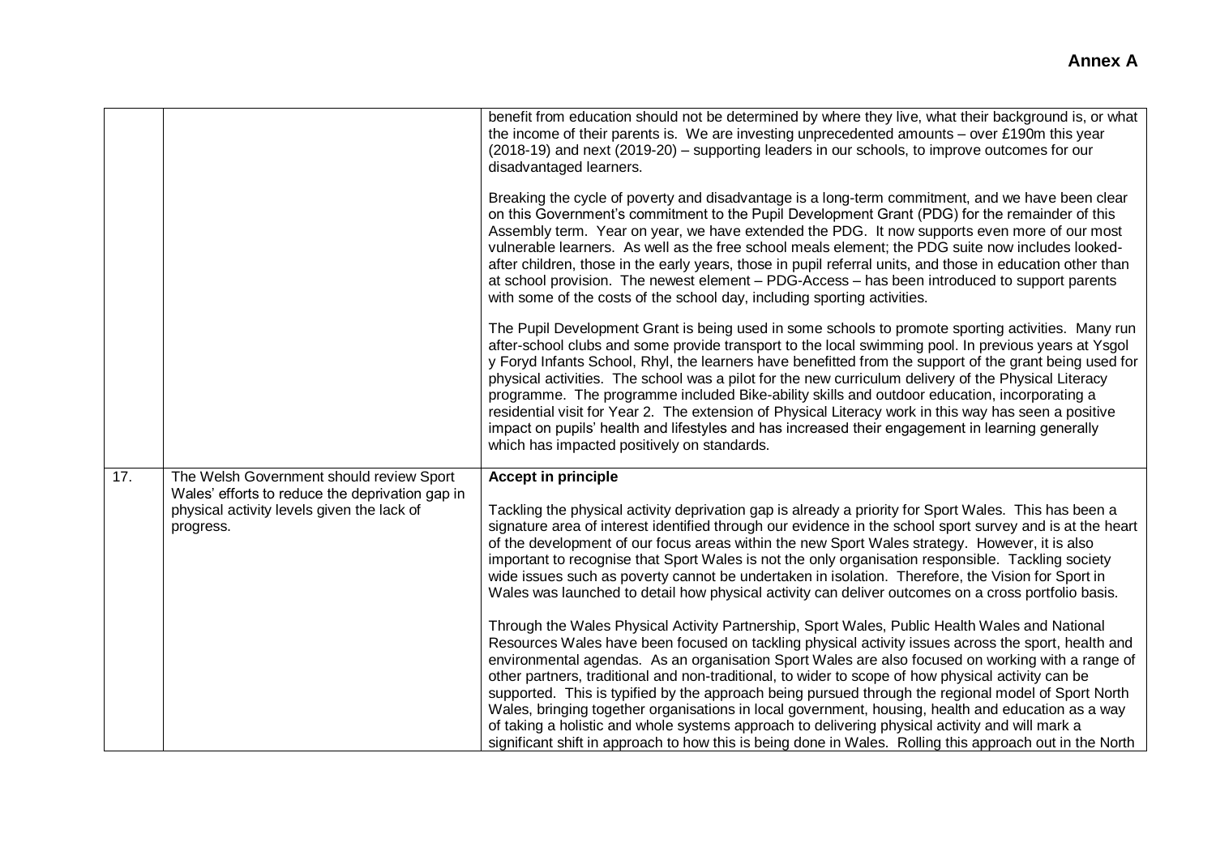| | | |
|---|---|---|
| | | benefit from education should not be determined by where they live, what their background is, or what the income of their parents is. We are investing unprecedented amounts – over £190m this year (2018-19) and next (2019-20) – supporting leaders in our schools, to improve outcomes for our disadvantaged learners.<br><br>Breaking the cycle of poverty and disadvantage is a long-term commitment, and we have been clear on this Government's commitment to the Pupil Development Grant (PDG) for the remainder of this Assembly term. Year on year, we have extended the PDG. It now supports even more of our most vulnerable learners. As well as the free school meals element; the PDG suite now includes looked-after children, those in the early years, those in pupil referral units, and those in education other than at school provision. The newest element – PDG-Access – has been introduced to support parents with some of the costs of the school day, including sporting activities.<br><br>The Pupil Development Grant is being used in some schools to promote sporting activities. Many run after-school clubs and some provide transport to the local swimming pool. In previous years at Ysgol y Foryd Infants School, Rhyl, the learners have benefitted from the support of the grant being used for physical activities. The school was a pilot for the new curriculum delivery of the Physical Literacy programme. The programme included Bike-ability skills and outdoor education, incorporating a residential visit for Year 2. The extension of Physical Literacy work in this way has seen a positive impact on pupils' health and lifestyles and has increased their engagement in learning generally which has impacted positively on standards. |
| 17. | The Welsh Government should review Sport Wales' efforts to reduce the deprivation gap in physical activity levels given the lack of progress. | **Accept in principle**<br><br>Tackling the physical activity deprivation gap is already a priority for Sport Wales. This has been a signature area of interest identified through our evidence in the school sport survey and is at the heart of the development of our focus areas within the new Sport Wales strategy. However, it is also important to recognise that Sport Wales is not the only organisation responsible. Tackling society wide issues such as poverty cannot be undertaken in isolation. Therefore, the Vision for Sport in Wales was launched to detail how physical activity can deliver outcomes on a cross portfolio basis.<br><br>Through the Wales Physical Activity Partnership, Sport Wales, Public Health Wales and National Resources Wales have been focused on tackling physical activity issues across the sport, health and environmental agendas. As an organisation Sport Wales are also focused on working with a range of other partners, traditional and non-traditional, to wider to scope of how physical activity can be supported. This is typified by the approach being pursued through the regional model of Sport North Wales, bringing together organisations in local government, housing, health and education as a way of taking a holistic and whole systems approach to delivering physical activity and will mark a significant shift in approach to how this is being done in Wales. Rolling this approach out in the North |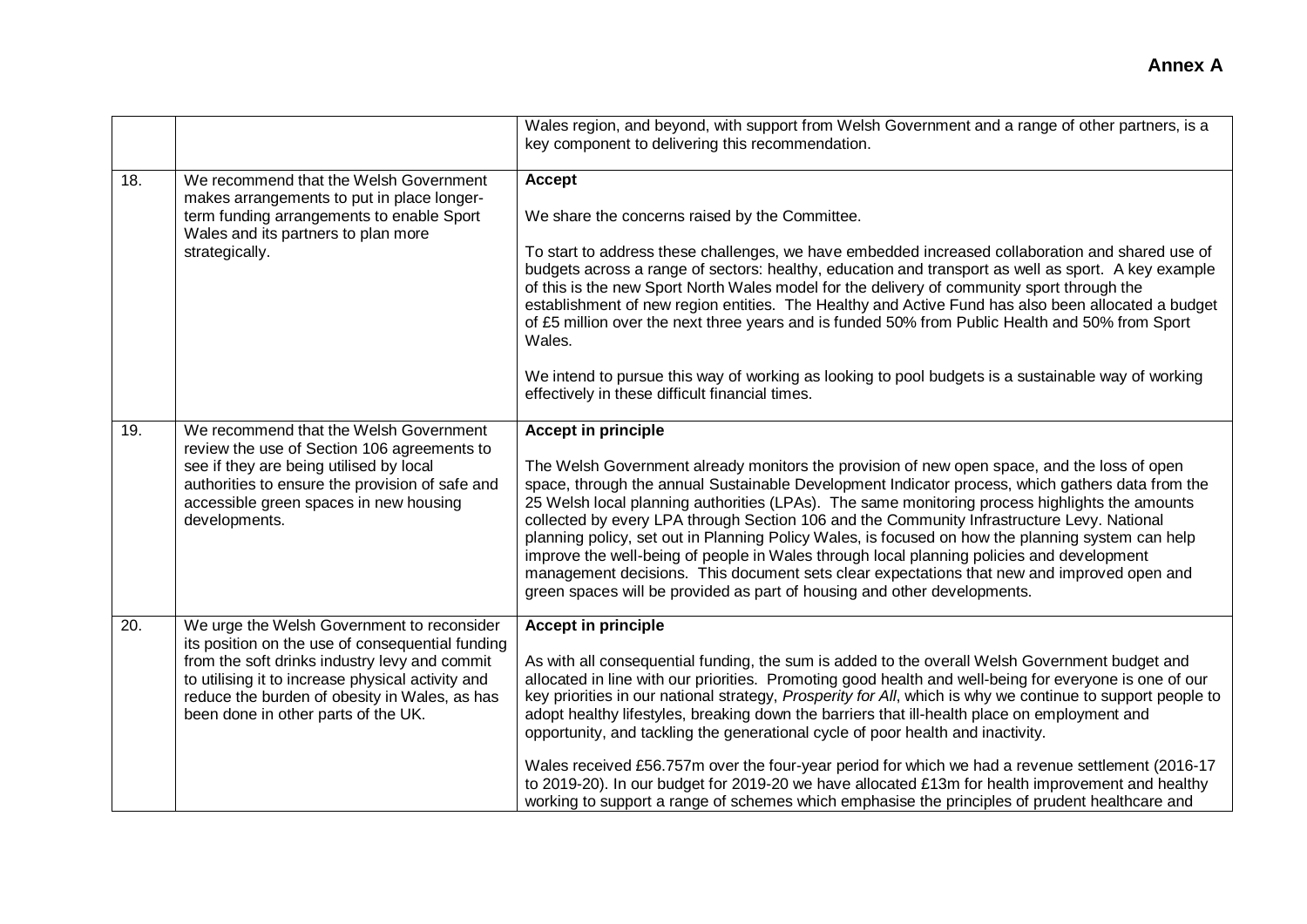**Annex A**

| | | |
|---|---|---|
| | | Wales region, and beyond, with support from Welsh Government and a range of other partners, is a key component to delivering this recommendation. |
| 18. | We recommend that the Welsh Government makes arrangements to put in place longer-term funding arrangements to enable Sport Wales and its partners to plan more strategically. | **Accept**<br><br>We share the concerns raised by the Committee.<br><br>To start to address these challenges, we have embedded increased collaboration and shared use of budgets across a range of sectors: healthy, education and transport as well as sport. A key example of this is the new Sport North Wales model for the delivery of community sport through the establishment of new region entities. The Healthy and Active Fund has also been allocated a budget of £5 million over the next three years and is funded 50% from Public Health and 50% from Sport Wales.<br><br>We intend to pursue this way of working as looking to pool budgets is a sustainable way of working effectively in these difficult financial times. |
| 19. | We recommend that the Welsh Government review the use of Section 106 agreements to see if they are being utilised by local authorities to ensure the provision of safe and accessible green spaces in new housing developments. | **Accept in principle**<br><br>The Welsh Government already monitors the provision of new open space, and the loss of open space, through the annual Sustainable Development Indicator process, which gathers data from the 25 Welsh local planning authorities (LPAs). The same monitoring process highlights the amounts collected by every LPA through Section 106 and the Community Infrastructure Levy. National planning policy, set out in Planning Policy Wales, is focused on how the planning system can help improve the well-being of people in Wales through local planning policies and development management decisions. This document sets clear expectations that new and improved open and green spaces will be provided as part of housing and other developments. |
| 20. | We urge the Welsh Government to reconsider its position on the use of consequential funding from the soft drinks industry levy and commit to utilising it to increase physical activity and reduce the burden of obesity in Wales, as has been done in other parts of the UK. | **Accept in principle**<br><br>As with all consequential funding, the sum is added to the overall Welsh Government budget and allocated in line with our priorities. Promoting good health and well-being for everyone is one of our key priorities in our national strategy, *Prosperity for All*, which is why we continue to support people to adopt healthy lifestyles, breaking down the barriers that ill-health place on employment and opportunity, and tackling the generational cycle of poor health and inactivity.<br><br>Wales received £56.757m over the four-year period for which we had a revenue settlement (2016-17 to 2019-20). In our budget for 2019-20 we have allocated £13m for health improvement and healthy working to support a range of schemes which emphasise the principles of prudent healthcare and |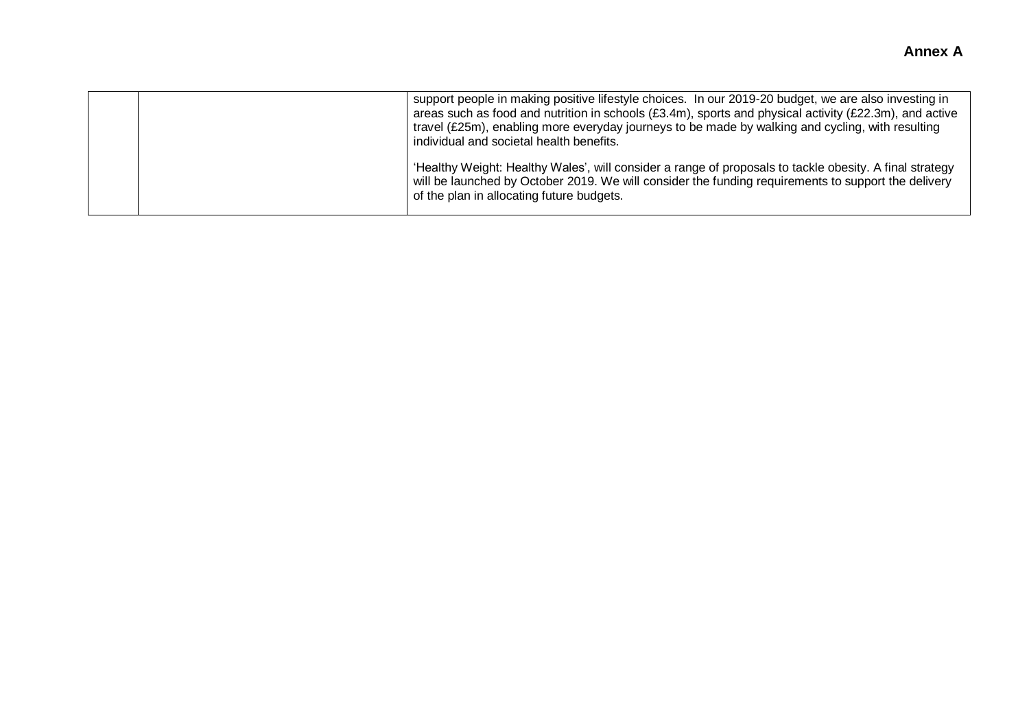**Annex A**

| | | |
|---|---|---|
| | | support people in making positive lifestyle choices. In our 2019-20 budget, we are also investing in areas such as food and nutrition in schools (£3.4m), sports and physical activity (£22.3m), and active travel (£25m), enabling more everyday journeys to be made by walking and cycling, with resulting individual and societal health benefits.<br><br>'Healthy Weight: Healthy Wales', will consider a range of proposals to tackle obesity. A final strategy will be launched by October 2019. We will consider the funding requirements to support the delivery of the plan in allocating future budgets. |